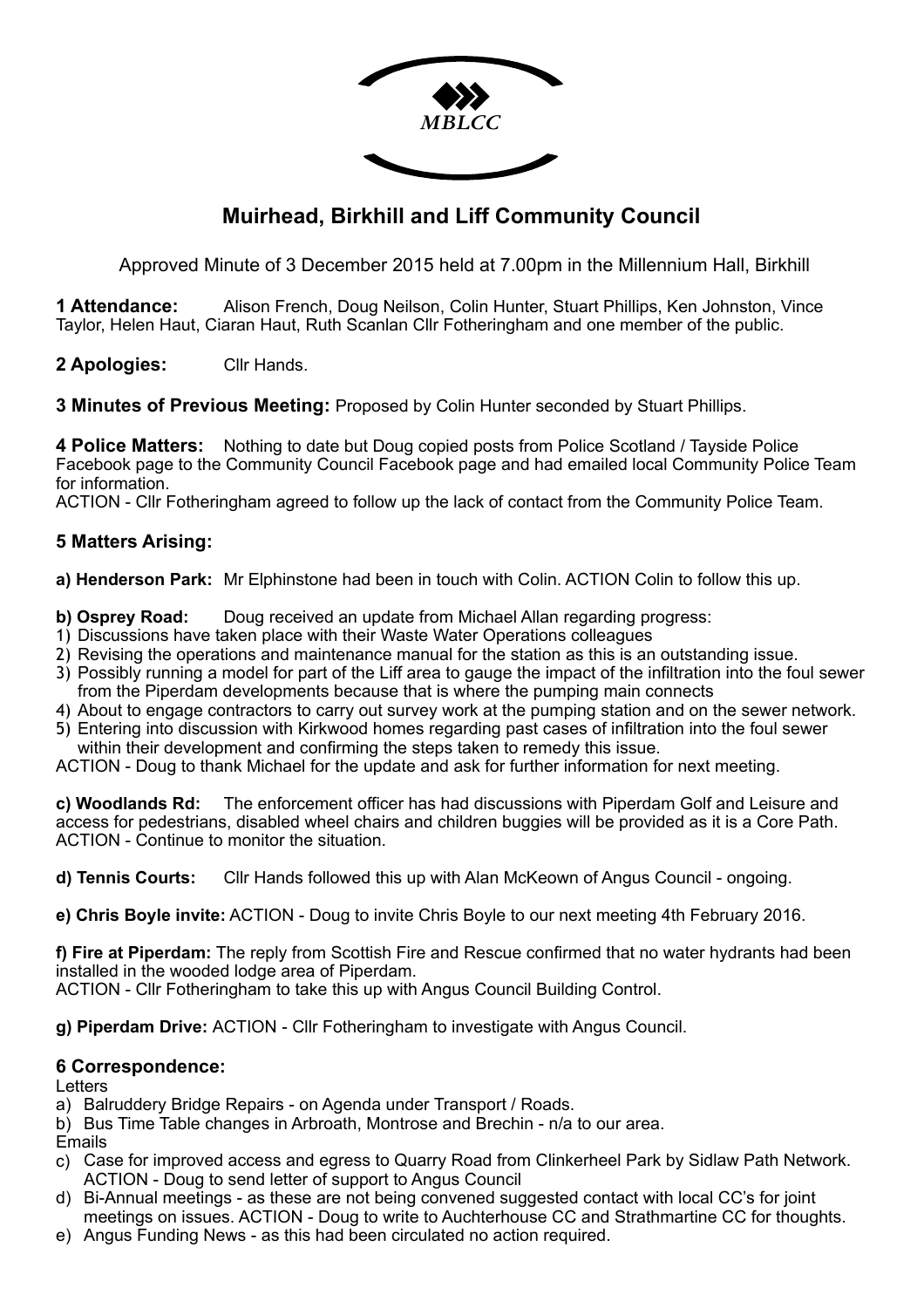MBLCC

# Muirhead, Birkhill and Liff Community Council

Approved Minute of 3 December 2015 held at 7.00pm in the Millennium Hall, Birkhill

**1 Attendance:** Alison French, Doug Neilson, Colin Hunter, Stuart Phillips, Ken Johnston, Vince Taylor, Helen Haut, Ciaran Haut, Ruth Scanlan Cllr Fotheringham and one member of the public.

**2 Apologies:** Cllr Hands.

**3 Minutes of Previous Meeting:** Proposed by Colin Hunter seconded by Stuart Phillips.

**4 Police Matters:** Nothing to date but Doug copied posts from Police Scotland / Tayside Police Facebook page to the Community Council Facebook page and had emailed local Community Police Team for information.
ACTION - Cllr Fotheringham agreed to follow up the lack of contact from the Community Police Team.

## 5 Matters Arising:

**a) Henderson Park:** Mr Elphinstone had been in touch with Colin. ACTION Colin to follow this up.

**b) Osprey Road:** Doug received an update from Michael Allan regarding progress:

1) Discussions have taken place with their Waste Water Operations colleagues
2) Revising the operations and maintenance manual for the station as this is an outstanding issue.
3) Possibly running a model for part of the Liff area to gauge the impact of the infiltration into the foul sewer from the Piperdam developments because that is where the pumping main connects
4) About to engage contractors to carry out survey work at the pumping station and on the sewer network.
5) Entering into discussion with Kirkwood homes regarding past cases of infiltration into the foul sewer within their development and confirming the steps taken to remedy this issue.

ACTION - Doug to thank Michael for the update and ask for further information for next meeting.

**c) Woodlands Rd:** The enforcement officer has had discussions with Piperdam Golf and Leisure and access for pedestrians, disabled wheel chairs and children buggies will be provided as it is a Core Path.
ACTION - Continue to monitor the situation.

**d) Tennis Courts:** Cllr Hands followed this up with Alan McKeown of Angus Council - ongoing.

**e) Chris Boyle invite:** ACTION - Doug to invite Chris Boyle to our next meeting 4th February 2016.

**f) Fire at Piperdam:** The reply from Scottish Fire and Rescue confirmed that no water hydrants had been installed in the wooded lodge area of Piperdam.
ACTION - Cllr Fotheringham to take this up with Angus Council Building Control.

**g) Piperdam Drive:** ACTION - Cllr Fotheringham to investigate with Angus Council.

## 6 Correspondence:

Letters

a) Balruddery Bridge Repairs - on Agenda under Transport / Roads.
b) Bus Time Table changes in Arbroath, Montrose and Brechin - n/a to our area.

Emails

c) Case for improved access and egress to Quarry Road from Clinkerheel Park by Sidlaw Path Network. ACTION - Doug to send letter of support to Angus Council
d) Bi-Annual meetings - as these are not being convened suggested contact with local CC's for joint meetings on issues. ACTION - Doug to write to Auchterhouse CC and Strathmartine CC for thoughts.
e) Angus Funding News - as this had been circulated no action required.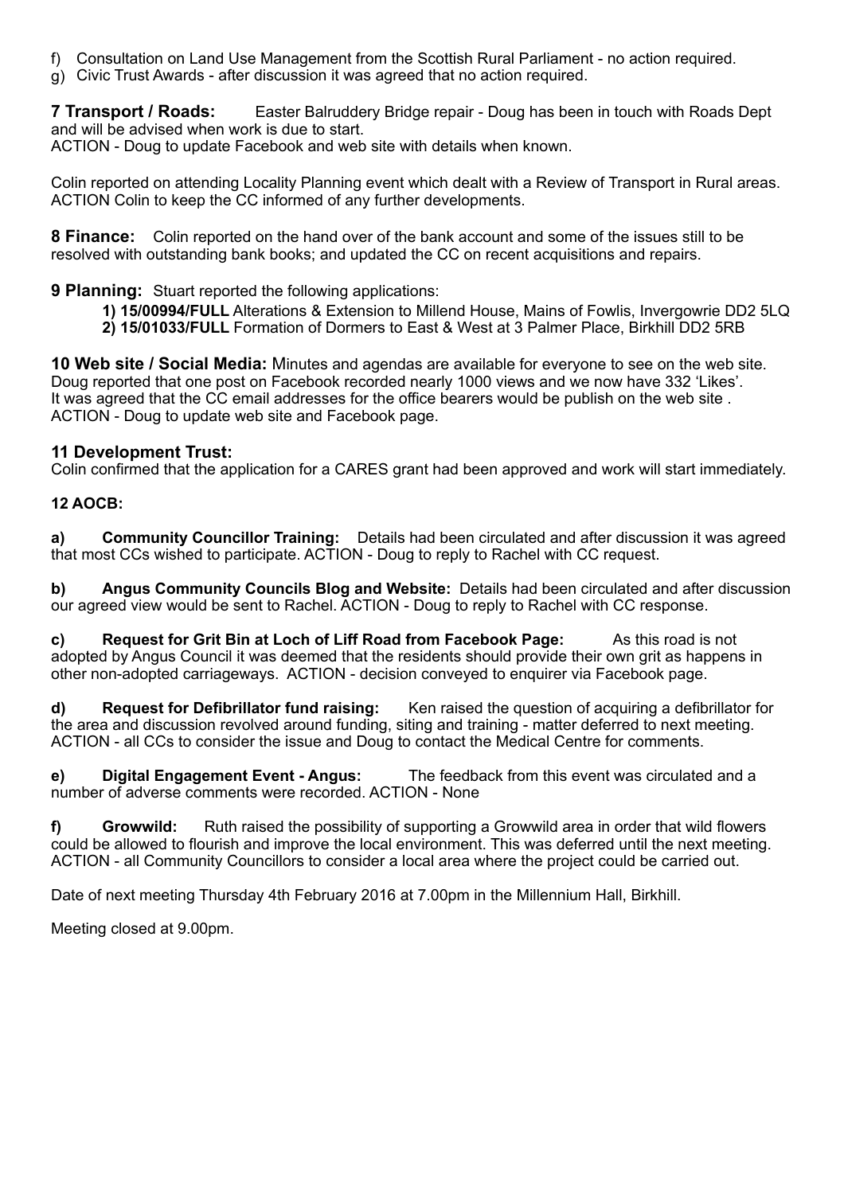f) Consultation on Land Use Management from the Scottish Rural Parliament - no action required.
g) Civic Trust Awards - after discussion it was agreed that no action required.

**7 Transport / Roads:** Easter Balruddery Bridge repair - Doug has been in touch with Roads Dept and will be advised when work is due to start.
ACTION - Doug to update Facebook and web site with details when known.

Colin reported on attending Locality Planning event which dealt with a Review of Transport in Rural areas. ACTION Colin to keep the CC informed of any further developments.

**8 Finance:** Colin reported on the hand over of the bank account and some of the issues still to be resolved with outstanding bank books; and updated the CC on recent acquisitions and repairs.

**9 Planning:** Stuart reported the following applications:

**1) 15/00994/FULL** Alterations & Extension to Millend House, Mains of Fowlis, Invergowrie DD2 5LQ
**2) 15/01033/FULL** Formation of Dormers to East & West at 3 Palmer Place, Birkhill DD2 5RB

**10 Web site / Social Media:** Minutes and agendas are available for everyone to see on the web site. Doug reported that one post on Facebook recorded nearly 1000 views and we now have 332 'Likes'. It was agreed that the CC email addresses for the office bearers would be publish on the web site .
ACTION - Doug to update web site and Facebook page.

**11 Development Trust:**
Colin confirmed that the application for a CARES grant had been approved and work will start immediately.

**12 AOCB:**

**a) Community Councillor Training:** Details had been circulated and after discussion it was agreed that most CCs wished to participate. ACTION - Doug to reply to Rachel with CC request.

**b) Angus Community Councils Blog and Website:** Details had been circulated and after discussion our agreed view would be sent to Rachel. ACTION - Doug to reply to Rachel with CC response.

**c) Request for Grit Bin at Loch of Liff Road from Facebook Page:** As this road is not adopted by Angus Council it was deemed that the residents should provide their own grit as happens in other non-adopted carriageways. ACTION - decision conveyed to enquirer via Facebook page.

**d) Request for Defibrillator fund raising:** Ken raised the question of acquiring a defibrillator for the area and discussion revolved around funding, siting and training - matter deferred to next meeting. ACTION - all CCs to consider the issue and Doug to contact the Medical Centre for comments.

**e) Digital Engagement Event - Angus:** The feedback from this event was circulated and a number of adverse comments were recorded. ACTION - None

**f) Growwild:** Ruth raised the possibility of supporting a Growwild area in order that wild flowers could be allowed to flourish and improve the local environment. This was deferred until the next meeting. ACTION - all Community Councillors to consider a local area where the project could be carried out.

Date of next meeting Thursday 4th February 2016 at 7.00pm in the Millennium Hall, Birkhill.

Meeting closed at 9.00pm.